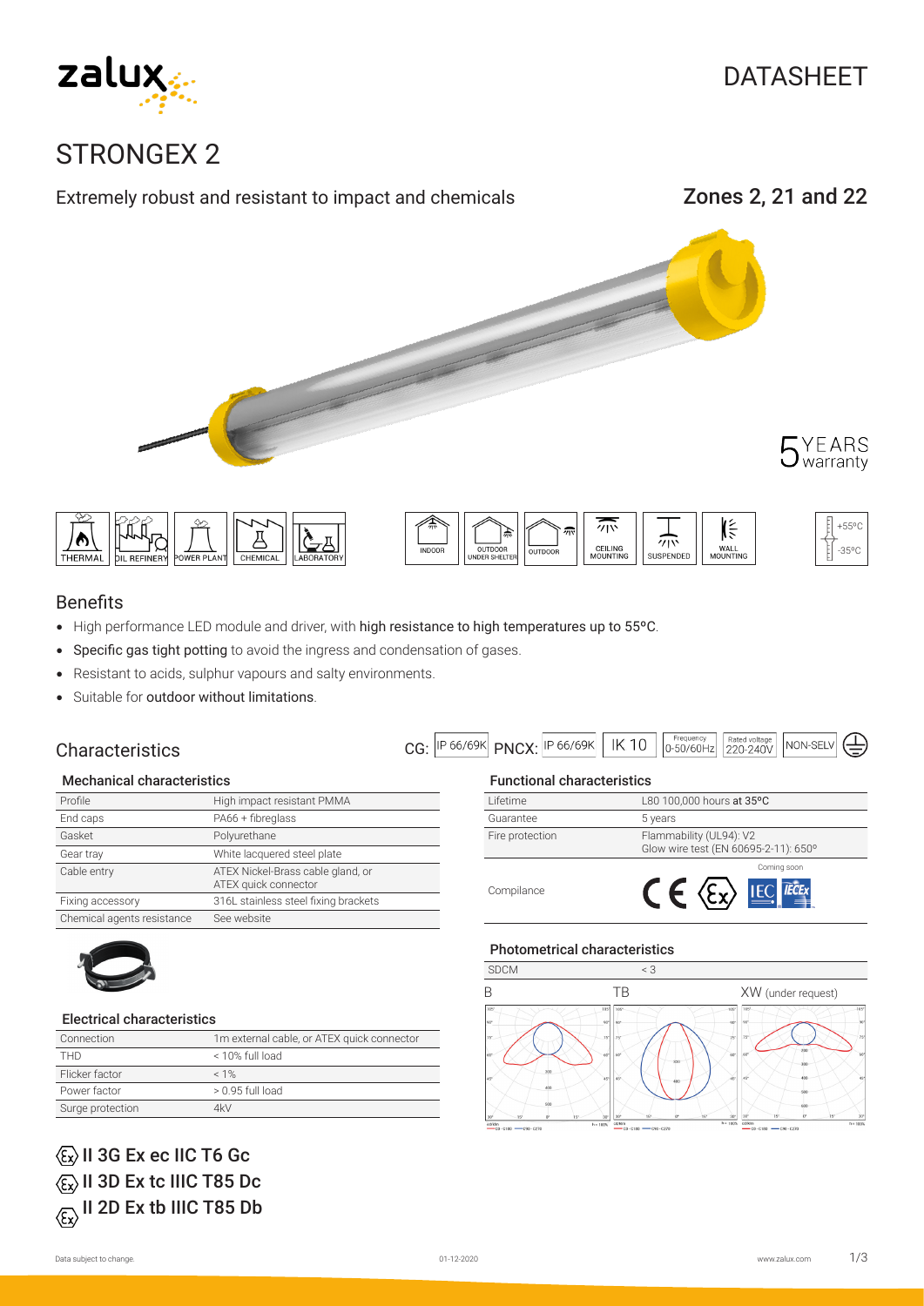# STRONGEX 2

DATASHEET

Extremely robust and resistant to impact and chemicals

## Zones 2, 21 and 22

5 YEARS warranty

THERMAL | OIL REFINERY | POWER PLANT | CHEMICAL | LABORATORY

INDOOR | OUTDOOR UNDER SHELTER | OUTDOOR | CEILING MOUNTING | SUSPENDED | WALL MOUNTING

+55ºC / -35ºC

## Benefits

- High performance LED module and driver, with **high resistance to high temperatures up to 55ºC**.
- **Specific gas tight potting** to avoid the ingress and condensation of gases.
- Resistant to acids, sulphur vapours and salty environments.
- Suitable for **outdoor without limitations**.

## Characteristics

CG: IP 66/69K PNCX: IP 66/69K | IK 10 | Frequency 0-50/60Hz | Rated voltage 220-240V | NON-SELV

### Mechanical characteristics

| | |
|---|---|
| Profile | High impact resistant PMMA |
| End caps | PA66 + fibreglass |
| Gasket | Polyurethane |
| Gear tray | White lacquered steel plate |
| Cable entry | ATEX Nickel-Brass cable gland, or ATEX quick connector |
| Fixing accessory | 316L stainless steel fixing brackets |
| Chemical agents resistance | See website |

### Electrical characteristics

| | |
|---|---|
| Connection | 1m external cable, or ATEX quick connector |
| THD | < 10% full load |
| Flicker factor | < 1% |
| Power factor | > 0.95 full load |
| Surge protection | 4kV |

### Functional characteristics

| | |
|---|---|
| Lifetime | L80 100,000 hours at 35ºC |
| Guarantee | 5 years |
| Fire protection | Flammability (UL94): V2 <br> Glow wire test (EN 60695-2-11): 650º |
| Compilance | CE, Ex, IEC IECEx (Coming soon) |

### Photometrical characteristics

| | |
|---|---|
| SDCM | < 3 |

B | TB | XW (under request)

**II 3G Ex ec IIC T6 Gc**

**II 3D Ex tc IIIC T85 Dc**

**II 2D Ex tb IIIC T85 Db**

Data subject to change. 01-12-2020 www.zalux.com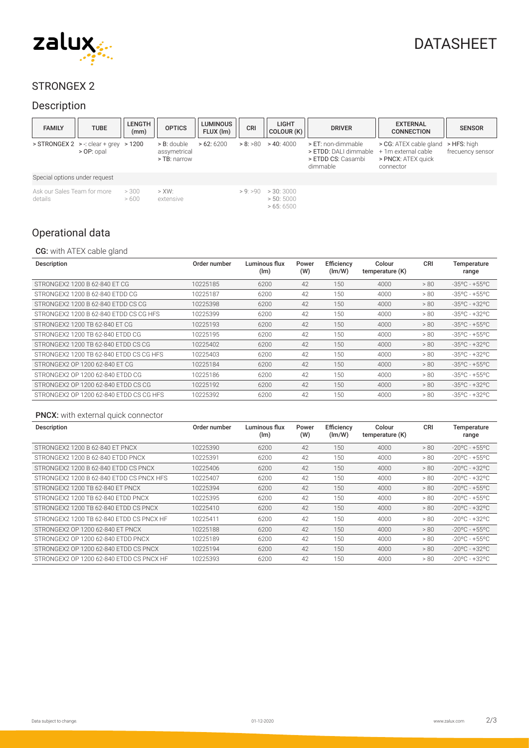DATASHEET

## STRONGEX 2

## Description

| FAMILY | TUBE | LENGTH (mm) | OPTICS | LUMINOUS FLUX (lm) | CRI | LIGHT COLOUR (K) | DRIVER | EXTERNAL CONNECTION | SENSOR |
|---|---|---|---|---|---|---|---|---|---|
| > STRONGEX 2 | > -: clear + grey<br>> OP: opal | > 1200 | > B: double assymetrical<br>> TB: narrow | > 62: 6200 | > 8: >80 | > 40: 4000 | > ET: non-dimmable<br>> ETDD: DALI dimmable<br>> ETDD CS: Casambi dimmable | > CG: ATEX cable gland + 1m external cable<br>> PNCX: ATEX quick connector | > HFS: high frecuency sensor |
| Special options under request | | | | | | | | | |
| Ask our Sales Team for more details | | > 300<br>> 600 | > XW: extensive | | > 9: >90 | > 30: 3000<br>> 50: 5000<br>> 65: 6500 | | | |

## Operational data

**CG:** with ATEX cable gland

| Description | Order number | Luminous flux (lm) | Power (W) | Efficiency (lm/W) | Colour temperature (K) | CRI | Temperature range |
|---|---|---|---|---|---|---|---|
| STRONGEX2 1200 B 62-840 ET CG | 10225185 | 6200 | 42 | 150 | 4000 | > 80 | -35ºC - +55ºC |
| STRONGEX2 1200 B 62-840 ETDD CG | 10225187 | 6200 | 42 | 150 | 4000 | > 80 | -35ºC - +55ºC |
| STRONGEX2 1200 B 62-840 ETDD CS CG | 10225398 | 6200 | 42 | 150 | 4000 | > 80 | -35ºC - +32ºC |
| STRONGEX2 1200 B 62-840 ETDD CS CG HFS | 10225399 | 6200 | 42 | 150 | 4000 | > 80 | -35ºC - +32ºC |
| STRONGEX2 1200 TB 62-840 ET CG | 10225193 | 6200 | 42 | 150 | 4000 | > 80 | -35ºC - +55ºC |
| STRONGEX2 1200 TB 62-840 ETDD CG | 10225195 | 6200 | 42 | 150 | 4000 | > 80 | -35ºC - +55ºC |
| STRONGEX2 1200 TB 62-840 ETDD CS CG | 10225402 | 6200 | 42 | 150 | 4000 | > 80 | -35ºC - +32ºC |
| STRONGEX2 1200 TB 62-840 ETDD CS CG HFS | 10225403 | 6200 | 42 | 150 | 4000 | > 80 | -35ºC - +32ºC |
| STRONGEX2 OP 1200 62-840 ET CG | 10225184 | 6200 | 42 | 150 | 4000 | > 80 | -35ºC - +55ºC |
| STRONGEX2 OP 1200 62-840 ETDD CG | 10225186 | 6200 | 42 | 150 | 4000 | > 80 | -35ºC - +55ºC |
| STRONGEX2 OP 1200 62-840 ETDD CS CG | 10225192 | 6200 | 42 | 150 | 4000 | > 80 | -35ºC - +32ºC |
| STRONGEX2 OP 1200 62-840 ETDD CS CG HFS | 10225392 | 6200 | 42 | 150 | 4000 | > 80 | -35ºC - +32ºC |

**PNCX:** with external quick connector

| Description | Order number | Luminous flux (lm) | Power (W) | Efficiency (lm/W) | Colour temperature (K) | CRI | Temperature range |
|---|---|---|---|---|---|---|---|
| STRONGEX2 1200 B 62-840 ET PNCX | 10225390 | 6200 | 42 | 150 | 4000 | > 80 | -20ºC - +55ºC |
| STRONGEX2 1200 B 62-840 ETDD PNCX | 10225391 | 6200 | 42 | 150 | 4000 | > 80 | -20ºC - +55ºC |
| STRONGEX2 1200 B 62-840 ETDD CS PNCX | 10225406 | 6200 | 42 | 150 | 4000 | > 80 | -20ºC - +32ºC |
| STRONGEX2 1200 B 62-840 ETDD CS PNCX HFS | 10225407 | 6200 | 42 | 150 | 4000 | > 80 | -20ºC - +32ºC |
| STRONGEX2 1200 TB 62-840 ET PNCX | 10225394 | 6200 | 42 | 150 | 4000 | > 80 | -20ºC - +55ºC |
| STRONGEX2 1200 TB 62-840 ETDD PNCX | 10225395 | 6200 | 42 | 150 | 4000 | > 80 | -20ºC - +55ºC |
| STRONGEX2 1200 TB 62-840 ETDD CS PNCX | 10225410 | 6200 | 42 | 150 | 4000 | > 80 | -20ºC - +32ºC |
| STRONGEX2 1200 TB 62-840 ETDD CS PNCX HF | 10225411 | 6200 | 42 | 150 | 4000 | > 80 | -20ºC - +32ºC |
| STRONGEX2 OP 1200 62-840 ET PNCX | 10225188 | 6200 | 42 | 150 | 4000 | > 80 | -20ºC - +55ºC |
| STRONGEX2 OP 1200 62-840 ETDD PNCX | 10225189 | 6200 | 42 | 150 | 4000 | > 80 | -20ºC - +55ºC |
| STRONGEX2 OP 1200 62-840 ETDD CS PNCX | 10225194 | 6200 | 42 | 150 | 4000 | > 80 | -20ºC - +32ºC |
| STRONGEX2 OP 1200 62-840 ETDD CS PNCX HF | 10225393 | 6200 | 42 | 150 | 4000 | > 80 | -20ºC - +32ºC |

Data subject to change. 01-12-2020 www.zalux.com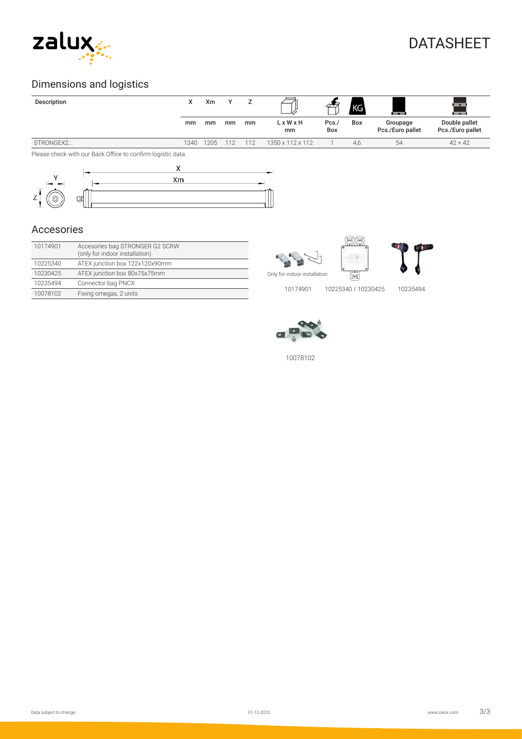# DATASHEET

## Dimensions and logistics

| Description | X | Xm | Y | Z | L x W x H | Pcs./Box | KG Box | Groupage Pcs./Euro pallet | Double pallet Pcs./Euro pallet |
|---|---|---|---|---|---|---|---|---|---|
| | mm | mm | mm | mm | mm | | | | |
| STRONGEX2... | 1340 | 1205 | 112 | 112 | 1350 x 112 x 112 | 1 | 4,6 | 54 | 42 + 42 |

Please check with our Back Office to confirm logistic data

X
Xm
Y
Z

## Accesories

| | |
|---|---|
| 10174901 | Accesories bag STRONGER G2 SCRW (only for indoor installation) |
| 10225340 | ATEX junction box 122x120x90mm |
| 10230425 | ATEX junction box 80x75x75mm |
| 10235494 | Connector bag PNCX |
| 10078102 | Fixing omegas, 2 units |

Only for indoor installation

10174901

10225340 / 10230425

10235494

10078102

Data subject to change.

01-12-2020

www.zalux.com